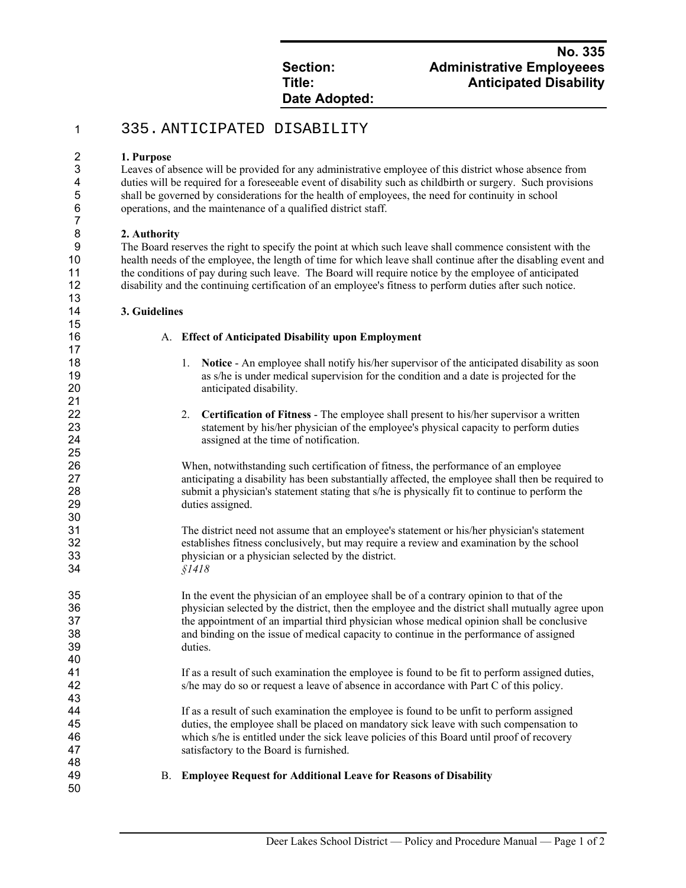| | |
|---|---|
| | **No. 335** |
| **Section:** | **Administrative Employeees** |
| **Title:** | **Anticipated Disability** |
| **Date Adopted:** | |

# 335. ANTICIPATED DISABILITY

**1. Purpose**

Leaves of absence will be provided for any administrative employee of this district whose absence from duties will be required for a foreseeable event of disability such as childbirth or surgery. Such provisions shall be governed by considerations for the health of employees, the need for continuity in school operations, and the maintenance of a qualified district staff.

**2. Authority**

The Board reserves the right to specify the point at which such leave shall commence consistent with the health needs of the employee, the length of time for which leave shall continue after the disabling event and the conditions of pay during such leave. The Board will require notice by the employee of anticipated disability and the continuing certification of an employee's fitness to perform duties after such notice.

**3. Guidelines**

A. **Effect of Anticipated Disability upon Employment**

1. **Notice** - An employee shall notify his/her supervisor of the anticipated disability as soon as s/he is under medical supervision for the condition and a date is projected for the anticipated disability.

2. **Certification of Fitness** - The employee shall present to his/her supervisor a written statement by his/her physician of the employee's physical capacity to perform duties assigned at the time of notification.

When, notwithstanding such certification of fitness, the performance of an employee anticipating a disability has been substantially affected, the employee shall then be required to submit a physician's statement stating that s/he is physically fit to continue to perform the duties assigned.

The district need not assume that an employee's statement or his/her physician's statement establishes fitness conclusively, but may require a review and examination by the school physician or a physician selected by the district.
*§1418*

In the event the physician of an employee shall be of a contrary opinion to that of the physician selected by the district, then the employee and the district shall mutually agree upon the appointment of an impartial third physician whose medical opinion shall be conclusive and binding on the issue of medical capacity to continue in the performance of assigned duties.

If as a result of such examination the employee is found to be fit to perform assigned duties, s/he may do so or request a leave of absence in accordance with Part C of this policy.

If as a result of such examination the employee is found to be unfit to perform assigned duties, the employee shall be placed on mandatory sick leave with such compensation to which s/he is entitled under the sick leave policies of this Board until proof of recovery satisfactory to the Board is furnished.

B. **Employee Request for Additional Leave for Reasons of Disability**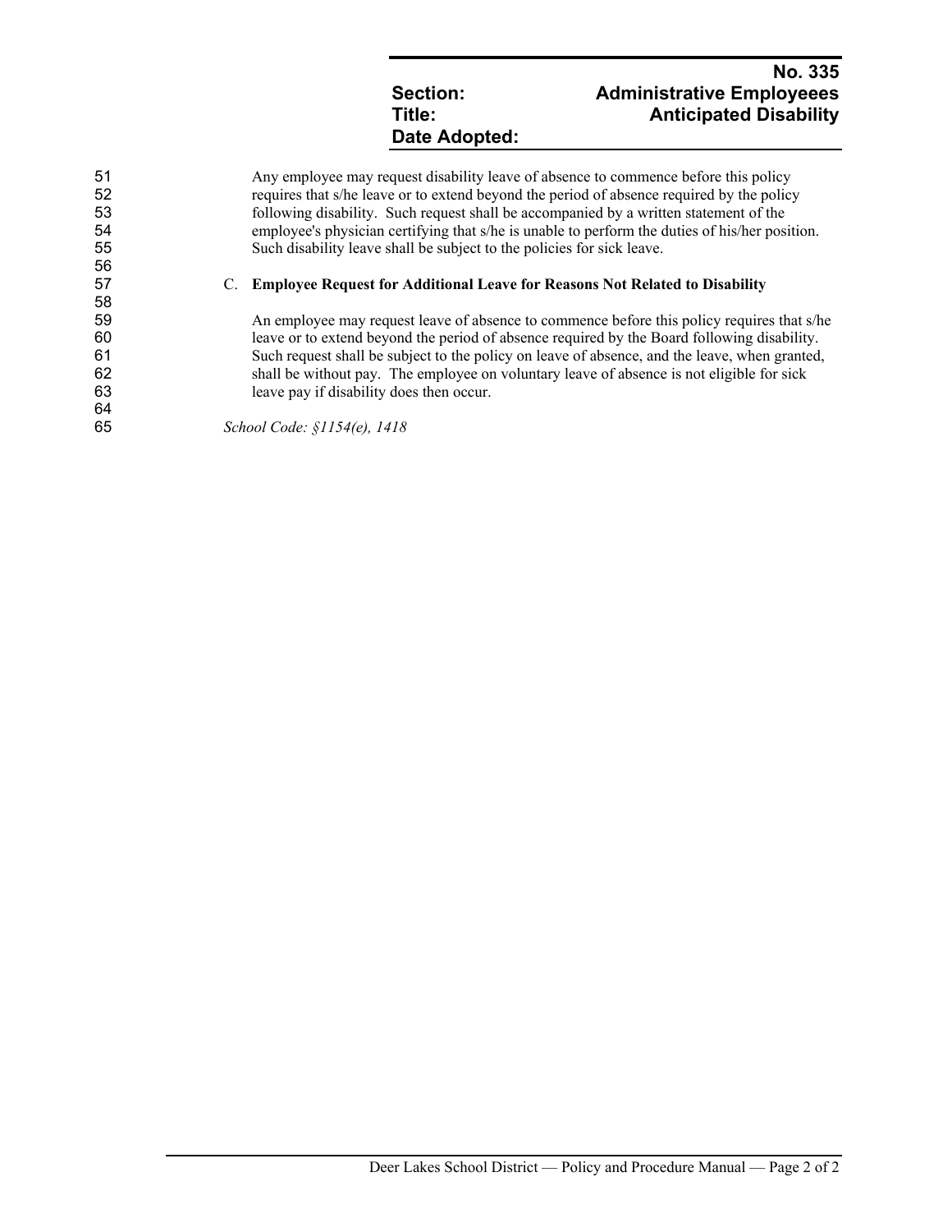Any employee may request disability leave of absence to commence before this policy requires that s/he leave or to extend beyond the period of absence required by the policy following disability. Such request shall be accompanied by a written statement of the employee's physician certifying that s/he is unable to perform the duties of his/her position. Such disability leave shall be subject to the policies for sick leave.

C. **Employee Request for Additional Leave for Reasons Not Related to Disability**

An employee may request leave of absence to commence before this policy requires that s/he leave or to extend beyond the period of absence required by the Board following disability. Such request shall be subject to the policy on leave of absence, and the leave, when granted, shall be without pay. The employee on voluntary leave of absence is not eligible for sick leave pay if disability does then occur.

*School Code: §1154(e), 1418*